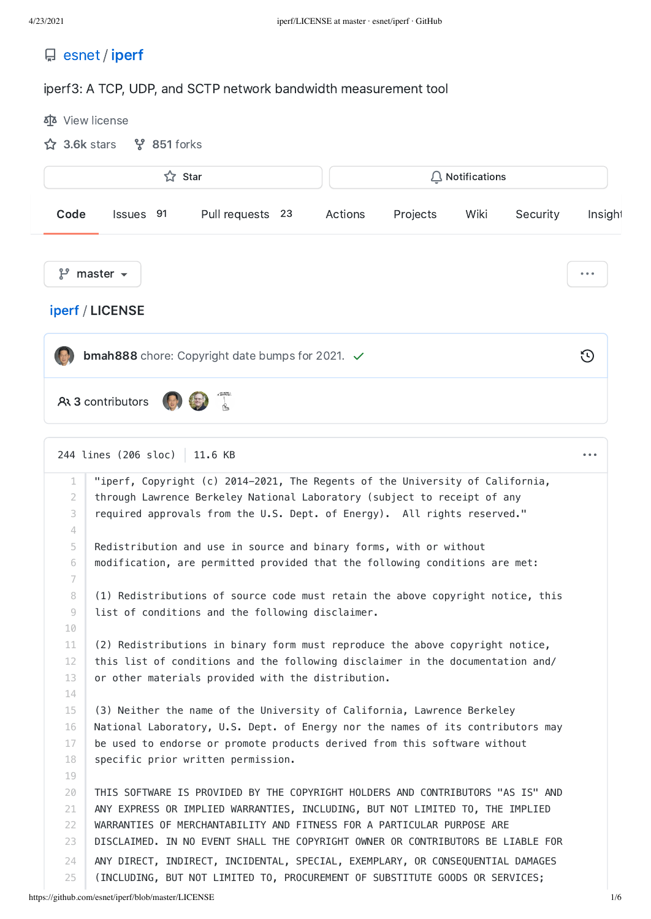esnet / iperf

iperf3: A TCP, UDP, and SCTP network bandwidth measurement tool

View license

3.6k stars 851 forks

Star Notifications

Code Issues 91 Pull requests 23 Actions Projects Wiki Security Insights

master

iperf / LICENSE

**bmah888** chore: Copyright date bumps for 2021. ✓

3 contributors

244 lines (206 sloc) | 11.6 KB

```
"iperf, Copyright (c) 2014-2021, The Regents of the University of California,
through Lawrence Berkeley National Laboratory (subject to receipt of any
required approvals from the U.S. Dept. of Energy).  All rights reserved."

Redistribution and use in source and binary forms, with or without
modification, are permitted provided that the following conditions are met:

(1) Redistributions of source code must retain the above copyright notice, this
list of conditions and the following disclaimer.

(2) Redistributions in binary form must reproduce the above copyright notice,
this list of conditions and the following disclaimer in the documentation and/
or other materials provided with the distribution.

(3) Neither the name of the University of California, Lawrence Berkeley
National Laboratory, U.S. Dept. of Energy nor the names of its contributors may
be used to endorse or promote products derived from this software without
specific prior written permission.

THIS SOFTWARE IS PROVIDED BY THE COPYRIGHT HOLDERS AND CONTRIBUTORS "AS IS" AND
ANY EXPRESS OR IMPLIED WARRANTIES, INCLUDING, BUT NOT LIMITED TO, THE IMPLIED
WARRANTIES OF MERCHANTABILITY AND FITNESS FOR A PARTICULAR PURPOSE ARE
DISCLAIMED. IN NO EVENT SHALL THE COPYRIGHT OWNER OR CONTRIBUTORS BE LIABLE FOR
ANY DIRECT, INDIRECT, INCIDENTAL, SPECIAL, EXEMPLARY, OR CONSEQUENTIAL DAMAGES
(INCLUDING, BUT NOT LIMITED TO, PROCUREMENT OF SUBSTITUTE GOODS OR SERVICES;
```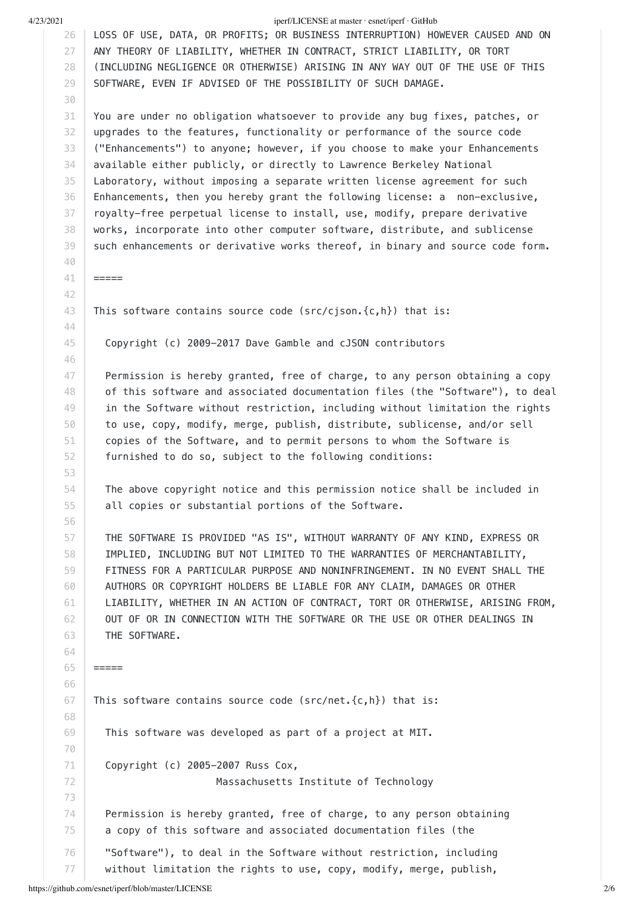LOSS OF USE, DATA, OR PROFITS; OR BUSINESS INTERRUPTION) HOWEVER CAUSED AND ON
ANY THEORY OF LIABILITY, WHETHER IN CONTRACT, STRICT LIABILITY, OR TORT
(INCLUDING NEGLIGENCE OR OTHERWISE) ARISING IN ANY WAY OUT OF THE USE OF THIS
SOFTWARE, EVEN IF ADVISED OF THE POSSIBILITY OF SUCH DAMAGE.

You are under no obligation whatsoever to provide any bug fixes, patches, or
upgrades to the features, functionality or performance of the source code
("Enhancements") to anyone; however, if you choose to make your Enhancements
available either publicly, or directly to Lawrence Berkeley National
Laboratory, without imposing a separate written license agreement for such
Enhancements, then you hereby grant the following license: a non-exclusive,
royalty-free perpetual license to install, use, modify, prepare derivative
works, incorporate into other computer software, distribute, and sublicense
such enhancements or derivative works thereof, in binary and source code form.

=====

This software contains source code (src/cjson.{c,h}) that is:

Copyright (c) 2009-2017 Dave Gamble and cJSON contributors

Permission is hereby granted, free of charge, to any person obtaining a copy
of this software and associated documentation files (the "Software"), to deal
in the Software without restriction, including without limitation the rights
to use, copy, modify, merge, publish, distribute, sublicense, and/or sell
copies of the Software, and to permit persons to whom the Software is
furnished to do so, subject to the following conditions:

The above copyright notice and this permission notice shall be included in
all copies or substantial portions of the Software.

THE SOFTWARE IS PROVIDED "AS IS", WITHOUT WARRANTY OF ANY KIND, EXPRESS OR
IMPLIED, INCLUDING BUT NOT LIMITED TO THE WARRANTIES OF MERCHANTABILITY,
FITNESS FOR A PARTICULAR PURPOSE AND NONINFRINGEMENT. IN NO EVENT SHALL THE
AUTHORS OR COPYRIGHT HOLDERS BE LIABLE FOR ANY CLAIM, DAMAGES OR OTHER
LIABILITY, WHETHER IN AN ACTION OF CONTRACT, TORT OR OTHERWISE, ARISING FROM,
OUT OF OR IN CONNECTION WITH THE SOFTWARE OR THE USE OR OTHER DEALINGS IN
THE SOFTWARE.

=====

This software contains source code (src/net.{c,h}) that is:

This software was developed as part of a project at MIT.

Copyright (c) 2005-2007 Russ Cox,
Massachusetts Institute of Technology

Permission is hereby granted, free of charge, to any person obtaining
a copy of this software and associated documentation files (the
"Software"), to deal in the Software without restriction, including
without limitation the rights to use, copy, modify, merge, publish,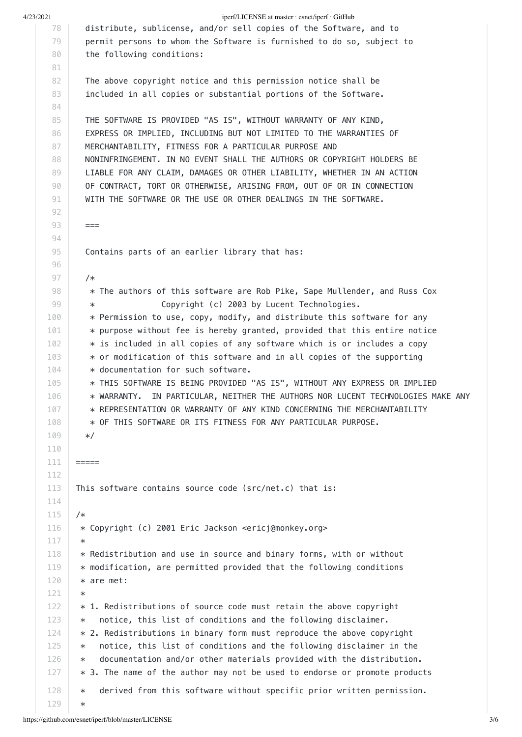```
   distribute, sublicense, and/or sell copies of the Software, and to
   permit persons to whom the Software is furnished to do so, subject to
   the following conditions:

   The above copyright notice and this permission notice shall be
   included in all copies or substantial portions of the Software.

   THE SOFTWARE IS PROVIDED "AS IS", WITHOUT WARRANTY OF ANY KIND,
   EXPRESS OR IMPLIED, INCLUDING BUT NOT LIMITED TO THE WARRANTIES OF
   MERCHANTABILITY, FITNESS FOR A PARTICULAR PURPOSE AND
   NONINFRINGEMENT. IN NO EVENT SHALL THE AUTHORS OR COPYRIGHT HOLDERS BE
   LIABLE FOR ANY CLAIM, DAMAGES OR OTHER LIABILITY, WHETHER IN AN ACTION
   OF CONTRACT, TORT OR OTHERWISE, ARISING FROM, OUT OF OR IN CONNECTION
   WITH THE SOFTWARE OR THE USE OR OTHER DEALINGS IN THE SOFTWARE.

   ===

   Contains parts of an earlier library that has:

   /*
    * The authors of this software are Rob Pike, Sape Mullender, and Russ Cox
    *             Copyright (c) 2003 by Lucent Technologies.
    * Permission to use, copy, modify, and distribute this software for any
    * purpose without fee is hereby granted, provided that this entire notice
    * is included in all copies of any software which is or includes a copy
    * or modification of this software and in all copies of the supporting
    * documentation for such software.
    * THIS SOFTWARE IS BEING PROVIDED "AS IS", WITHOUT ANY EXPRESS OR IMPLIED
    * WARRANTY.  IN PARTICULAR, NEITHER THE AUTHORS NOR LUCENT TECHNOLOGIES MAKE ANY
    * REPRESENTATION OR WARRANTY OF ANY KIND CONCERNING THE MERCHANTABILITY
    * OF THIS SOFTWARE OR ITS FITNESS FOR ANY PARTICULAR PURPOSE.
   */

=====

This software contains source code (src/net.c) that is:

/*
 * Copyright (c) 2001 Eric Jackson <ericj@monkey.org>
 *
 * Redistribution and use in source and binary forms, with or without
 * modification, are permitted provided that the following conditions
 * are met:
 *
 * 1. Redistributions of source code must retain the above copyright
 *   notice, this list of conditions and the following disclaimer.
 * 2. Redistributions in binary form must reproduce the above copyright
 *   notice, this list of conditions and the following disclaimer in the
 *   documentation and/or other materials provided with the distribution.
 * 3. The name of the author may not be used to endorse or promote products
 *   derived from this software without specific prior written permission.
 *
```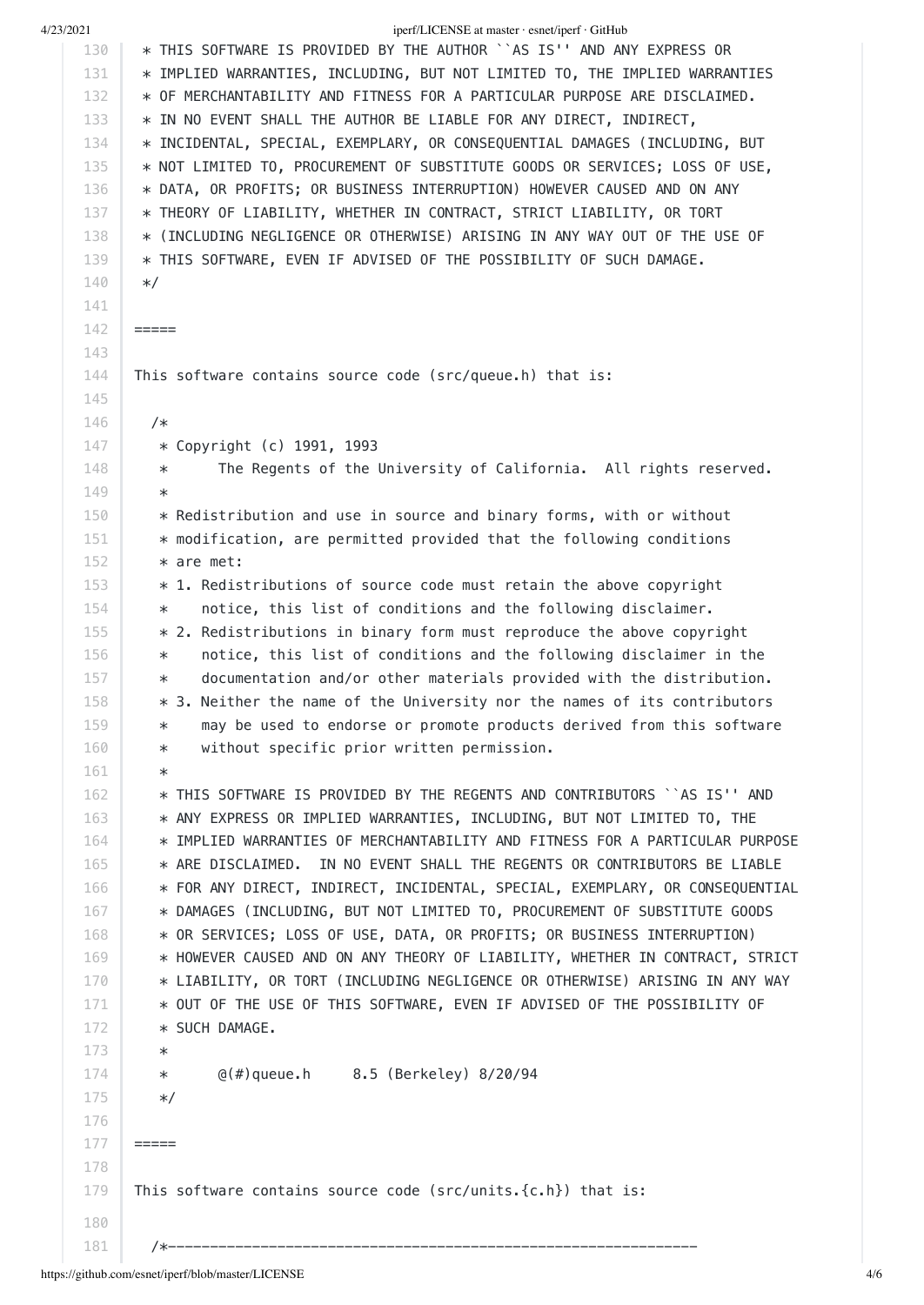```
 * THIS SOFTWARE IS PROVIDED BY THE AUTHOR ``AS IS'' AND ANY EXPRESS OR
 * IMPLIED WARRANTIES, INCLUDING, BUT NOT LIMITED TO, THE IMPLIED WARRANTIES
 * OF MERCHANTABILITY AND FITNESS FOR A PARTICULAR PURPOSE ARE DISCLAIMED.
 * IN NO EVENT SHALL THE AUTHOR BE LIABLE FOR ANY DIRECT, INDIRECT,
 * INCIDENTAL, SPECIAL, EXEMPLARY, OR CONSEQUENTIAL DAMAGES (INCLUDING, BUT
 * NOT LIMITED TO, PROCUREMENT OF SUBSTITUTE GOODS OR SERVICES; LOSS OF USE,
 * DATA, OR PROFITS; OR BUSINESS INTERRUPTION) HOWEVER CAUSED AND ON ANY
 * THEORY OF LIABILITY, WHETHER IN CONTRACT, STRICT LIABILITY, OR TORT
 * (INCLUDING NEGLIGENCE OR OTHERWISE) ARISING IN ANY WAY OUT OF THE USE OF
 * THIS SOFTWARE, EVEN IF ADVISED OF THE POSSIBILITY OF SUCH DAMAGE.
 */

=====

This software contains source code (src/queue.h) that is:

  /*
   * Copyright (c) 1991, 1993
   *      The Regents of the University of California.  All rights reserved.
   *
   * Redistribution and use in source and binary forms, with or without
   * modification, are permitted provided that the following conditions
   * are met:
   * 1. Redistributions of source code must retain the above copyright
   *    notice, this list of conditions and the following disclaimer.
   * 2. Redistributions in binary form must reproduce the above copyright
   *    notice, this list of conditions and the following disclaimer in the
   *    documentation and/or other materials provided with the distribution.
   * 3. Neither the name of the University nor the names of its contributors
   *    may be used to endorse or promote products derived from this software
   *    without specific prior written permission.
   *
   * THIS SOFTWARE IS PROVIDED BY THE REGENTS AND CONTRIBUTORS ``AS IS'' AND
   * ANY EXPRESS OR IMPLIED WARRANTIES, INCLUDING, BUT NOT LIMITED TO, THE
   * IMPLIED WARRANTIES OF MERCHANTABILITY AND FITNESS FOR A PARTICULAR PURPOSE
   * ARE DISCLAIMED.  IN NO EVENT SHALL THE REGENTS OR CONTRIBUTORS BE LIABLE
   * FOR ANY DIRECT, INDIRECT, INCIDENTAL, SPECIAL, EXEMPLARY, OR CONSEQUENTIAL
   * DAMAGES (INCLUDING, BUT NOT LIMITED TO, PROCUREMENT OF SUBSTITUTE GOODS
   * OR SERVICES; LOSS OF USE, DATA, OR PROFITS; OR BUSINESS INTERRUPTION)
   * HOWEVER CAUSED AND ON ANY THEORY OF LIABILITY, WHETHER IN CONTRACT, STRICT
   * LIABILITY, OR TORT (INCLUDING NEGLIGENCE OR OTHERWISE) ARISING IN ANY WAY
   * OUT OF THE USE OF THIS SOFTWARE, EVEN IF ADVISED OF THE POSSIBILITY OF
   * SUCH DAMAGE.
   *
   *      @(#)queue.h     8.5 (Berkeley) 8/20/94
   */

=====

This software contains source code (src/units.{c.h}) that is:

  /*---------------------------------------------------------------
```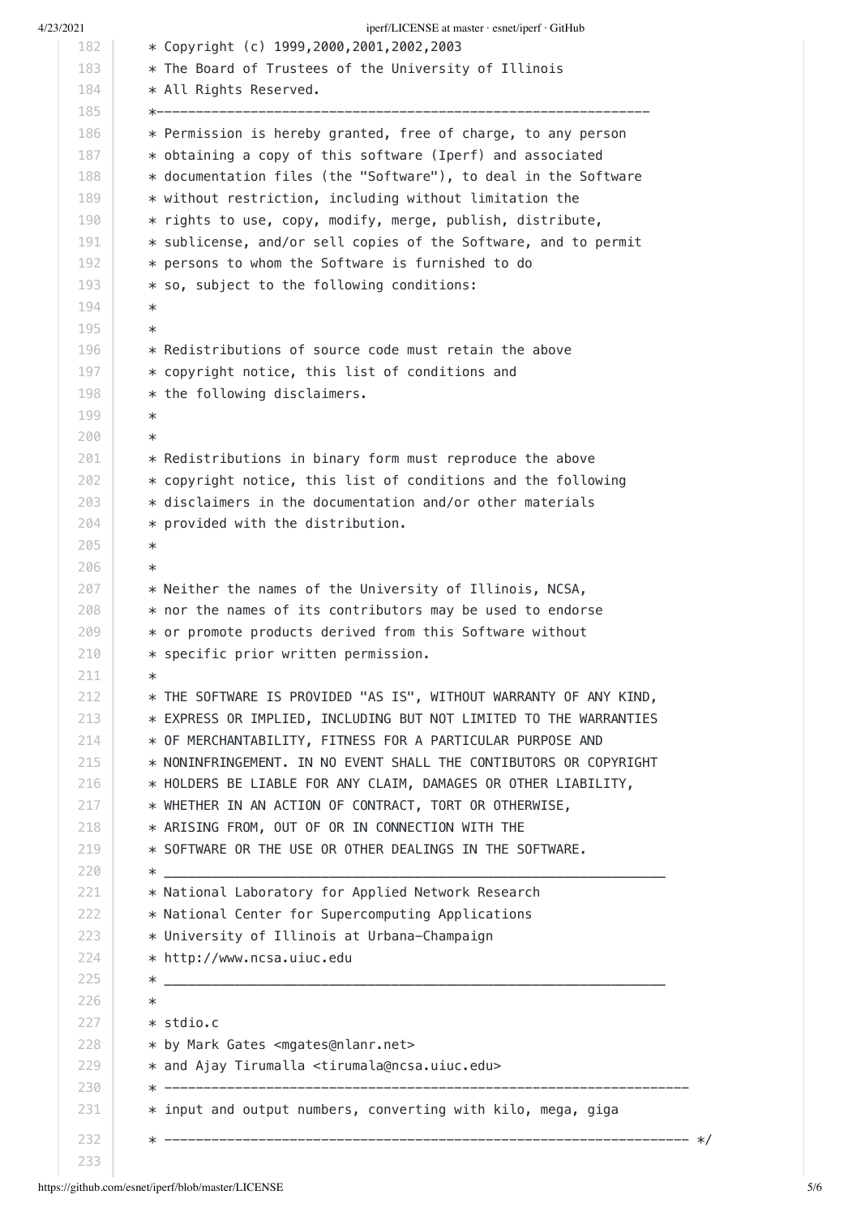```
 * Copyright (c) 1999,2000,2001,2002,2003
 * The Board of Trustees of the University of Illinois
 * All Rights Reserved.
 *---------------------------------------------------------------
 * Permission is hereby granted, free of charge, to any person
 * obtaining a copy of this software (Iperf) and associated
 * documentation files (the "Software"), to deal in the Software
 * without restriction, including without limitation the
 * rights to use, copy, modify, merge, publish, distribute,
 * sublicense, and/or sell copies of the Software, and to permit
 * persons to whom the Software is furnished to do
 * so, subject to the following conditions:
 *
 *
 * Redistributions of source code must retain the above
 * copyright notice, this list of conditions and
 * the following disclaimers.
 *
 *
 * Redistributions in binary form must reproduce the above
 * copyright notice, this list of conditions and the following
 * disclaimers in the documentation and/or other materials
 * provided with the distribution.
 *
 *
 * Neither the names of the University of Illinois, NCSA,
 * nor the names of its contributors may be used to endorse
 * or promote products derived from this Software without
 * specific prior written permission.
 *
 * THE SOFTWARE IS PROVIDED "AS IS", WITHOUT WARRANTY OF ANY KIND,
 * EXPRESS OR IMPLIED, INCLUDING BUT NOT LIMITED TO THE WARRANTIES
 * OF MERCHANTABILITY, FITNESS FOR A PARTICULAR PURPOSE AND
 * NONINFRINGEMENT. IN NO EVENT SHALL THE CONTIBUTORS OR COPYRIGHT
 * HOLDERS BE LIABLE FOR ANY CLAIM, DAMAGES OR OTHER LIABILITY,
 * WHETHER IN AN ACTION OF CONTRACT, TORT OR OTHERWISE,
 * ARISING FROM, OUT OF OR IN CONNECTION WITH THE
 * SOFTWARE OR THE USE OR OTHER DEALINGS IN THE SOFTWARE.
 * ________________________________________________________________
 * National Laboratory for Applied Network Research
 * National Center for Supercomputing Applications
 * University of Illinois at Urbana-Champaign
 * http://www.ncsa.uiuc.edu
 * ________________________________________________________________
 *
 * stdio.c
 * by Mark Gates <mgates@nlanr.net>
 * and Ajay Tirumalla <tirumala@ncsa.uiuc.edu>
 * -------------------------------------------------------------------
 * input and output numbers, converting with kilo, mega, giga
 * ------------------------------------------------------------------- */
```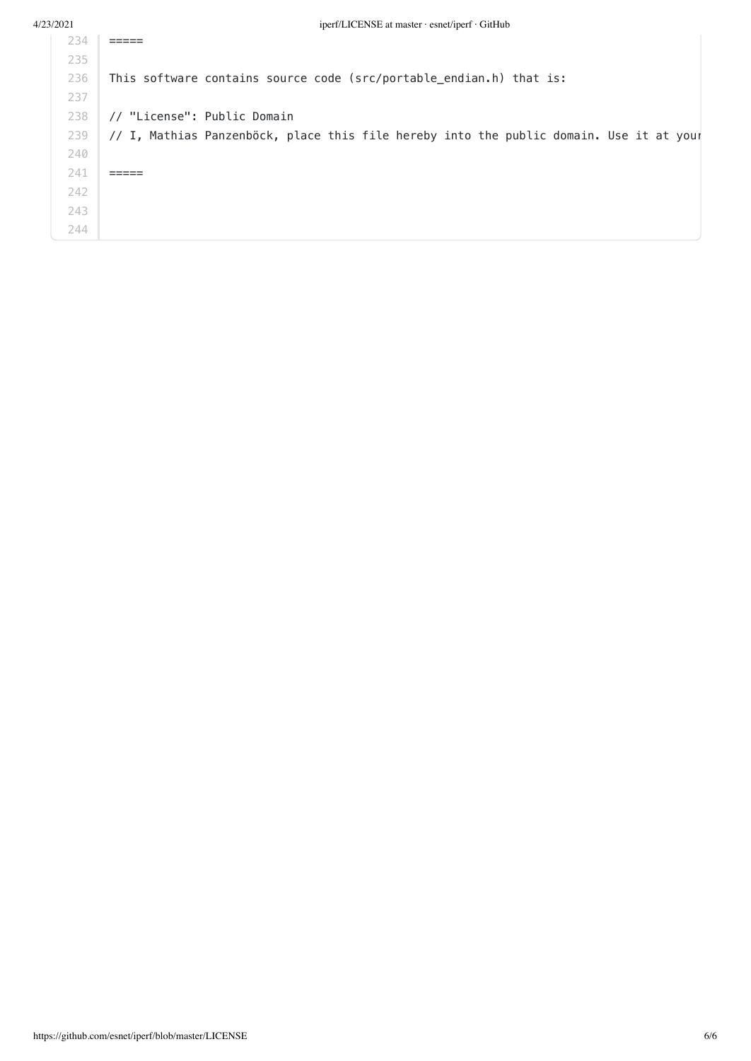```
=====

This software contains source code (src/portable_endian.h) that is:

// "License": Public Domain
// I, Mathias Panzenböck, place this file hereby into the public domain. Use it at your

=====
```